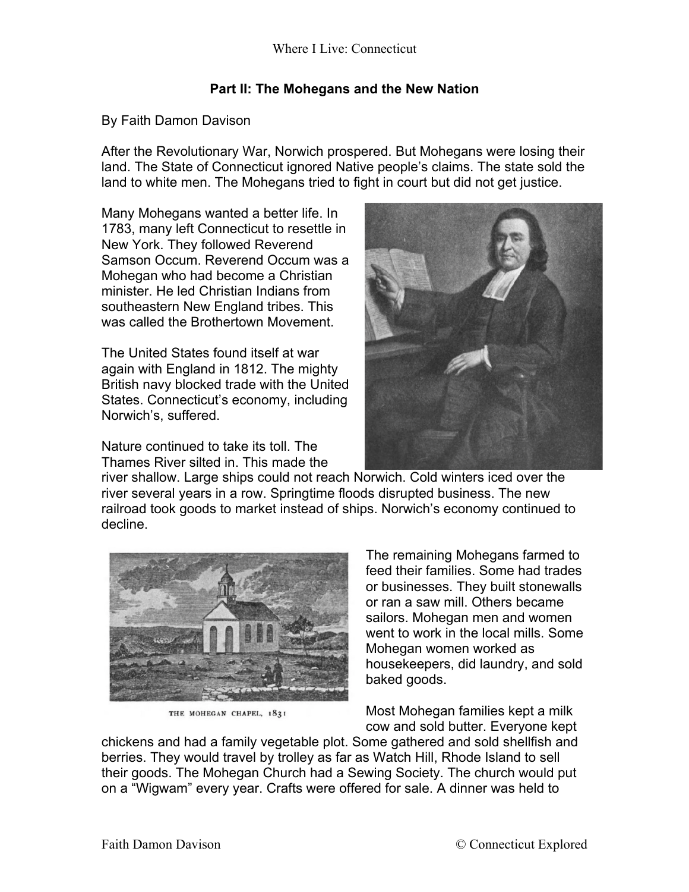## Part II: The Mohegans and the New Nation

By Faith Damon Davison

After the Revolutionary War, Norwich prospered. But Mohegans were losing their land. The State of Connecticut ignored Native people's claims. The state sold the land to white men. The Mohegans tried to fight in court but did not get justice.

Many Mohegans wanted a better life. In 1783, many left Connecticut to resettle in New York. They followed Reverend Samson Occum. Reverend Occum was a Mohegan who had become a Christian minister. He led Christian Indians from southeastern New England tribes. This was called the Brothertown Movement.

The United States found itself at war again with England in 1812. The mighty British navy blocked trade with the United States. Connecticut's economy, including Norwich's, suffered.

Nature continued to take its toll. The Thames River silted in. This made the river shallow. Large ships could not reach Norwich. Cold winters iced over the river several years in a row. Springtime floods disrupted business. The new railroad took goods to market instead of ships. Norwich's economy continued to decline.

THE MOHEGAN CHAPEL, 1831

The remaining Mohegans farmed to feed their families. Some had trades or businesses. They built stonewalls or ran a saw mill. Others became sailors. Mohegan men and women went to work in the local mills. Some Mohegan women worked as housekeepers, did laundry, and sold baked goods.

Most Mohegan families kept a milk cow and sold butter. Everyone kept chickens and had a family vegetable plot. Some gathered and sold shellfish and berries. They would travel by trolley as far as Watch Hill, Rhode Island to sell their goods. The Mohegan Church had a Sewing Society. The church would put on a "Wigwam" every year. Crafts were offered for sale. A dinner was held to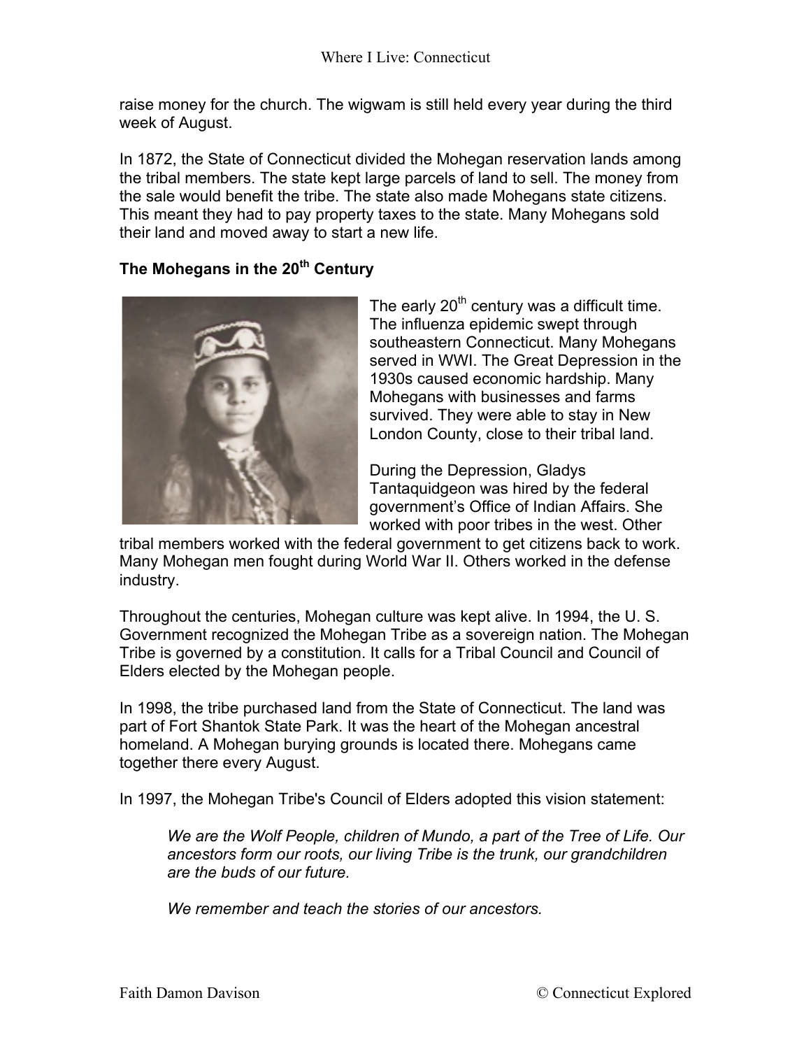raise money for the church. The wigwam is still held every year during the third week of August.

In 1872, the State of Connecticut divided the Mohegan reservation lands among the tribal members. The state kept large parcels of land to sell. The money from the sale would benefit the tribe. The state also made Mohegans state citizens. This meant they had to pay property taxes to the state. Many Mohegans sold their land and moved away to start a new life.

### The Mohegans in the 20th Century

The early 20th century was a difficult time. The influenza epidemic swept through southeastern Connecticut. Many Mohegans served in WWI. The Great Depression in the 1930s caused economic hardship. Many Mohegans with businesses and farms survived. They were able to stay in New London County, close to their tribal land.

During the Depression, Gladys Tantaquidgeon was hired by the federal government's Office of Indian Affairs. She worked with poor tribes in the west. Other tribal members worked with the federal government to get citizens back to work. Many Mohegan men fought during World War II. Others worked in the defense industry.

Throughout the centuries, Mohegan culture was kept alive. In 1994, the U. S. Government recognized the Mohegan Tribe as a sovereign nation. The Mohegan Tribe is governed by a constitution. It calls for a Tribal Council and Council of Elders elected by the Mohegan people.

In 1998, the tribe purchased land from the State of Connecticut. The land was part of Fort Shantok State Park. It was the heart of the Mohegan ancestral homeland. A Mohegan burying grounds is located there. Mohegans came together there every August.

In 1997, the Mohegan Tribe's Council of Elders adopted this vision statement:

> *We are the Wolf People, children of Mundo, a part of the Tree of Life. Our ancestors form our roots, our living Tribe is the trunk, our grandchildren are the buds of our future.*
>
> *We remember and teach the stories of our ancestors.*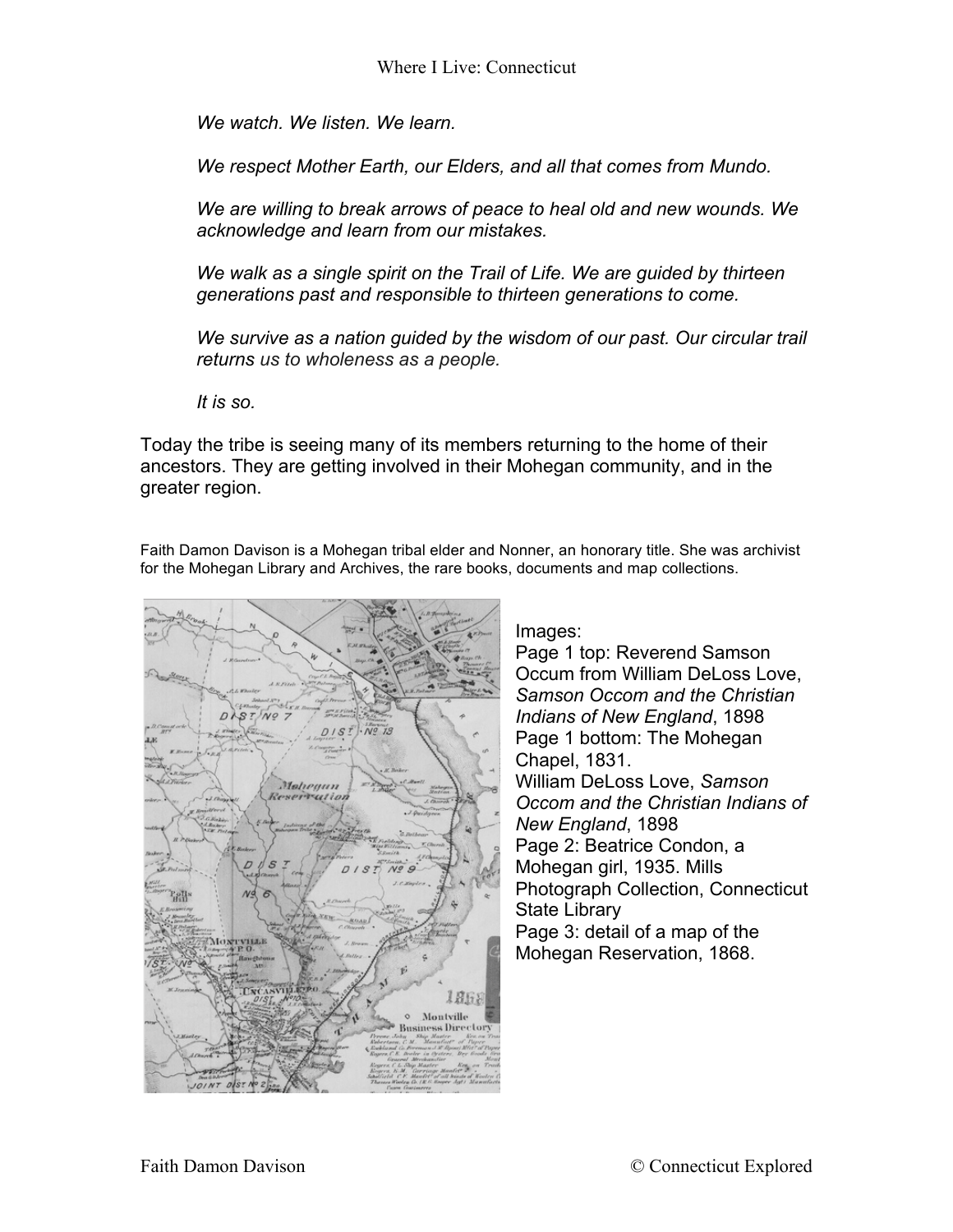*We watch. We listen. We learn.*

*We respect Mother Earth, our Elders, and all that comes from Mundo.*

*We are willing to break arrows of peace to heal old and new wounds. We acknowledge and learn from our mistakes.*

*We walk as a single spirit on the Trail of Life. We are guided by thirteen generations past and responsible to thirteen generations to come.*

*We survive as a nation guided by the wisdom of our past. Our circular trail returns us to wholeness as a people.*

*It is so.*

Today the tribe is seeing many of its members returning to the home of their ancestors. They are getting involved in their Mohegan community, and in the greater region.

Faith Damon Davison is a Mohegan tribal elder and Nonner, an honorary title. She was archivist for the Mohegan Library and Archives, the rare books, documents and map collections.

Images:
Page 1 top: Reverend Samson Occum from William DeLoss Love, *Samson Occom and the Christian Indians of New England*, 1898
Page 1 bottom: The Mohegan Chapel, 1831.
William DeLoss Love, *Samson Occom and the Christian Indians of New England*, 1898
Page 2: Beatrice Condon, a Mohegan girl, 1935. Mills Photograph Collection, Connecticut State Library
Page 3: detail of a map of the Mohegan Reservation, 1868.